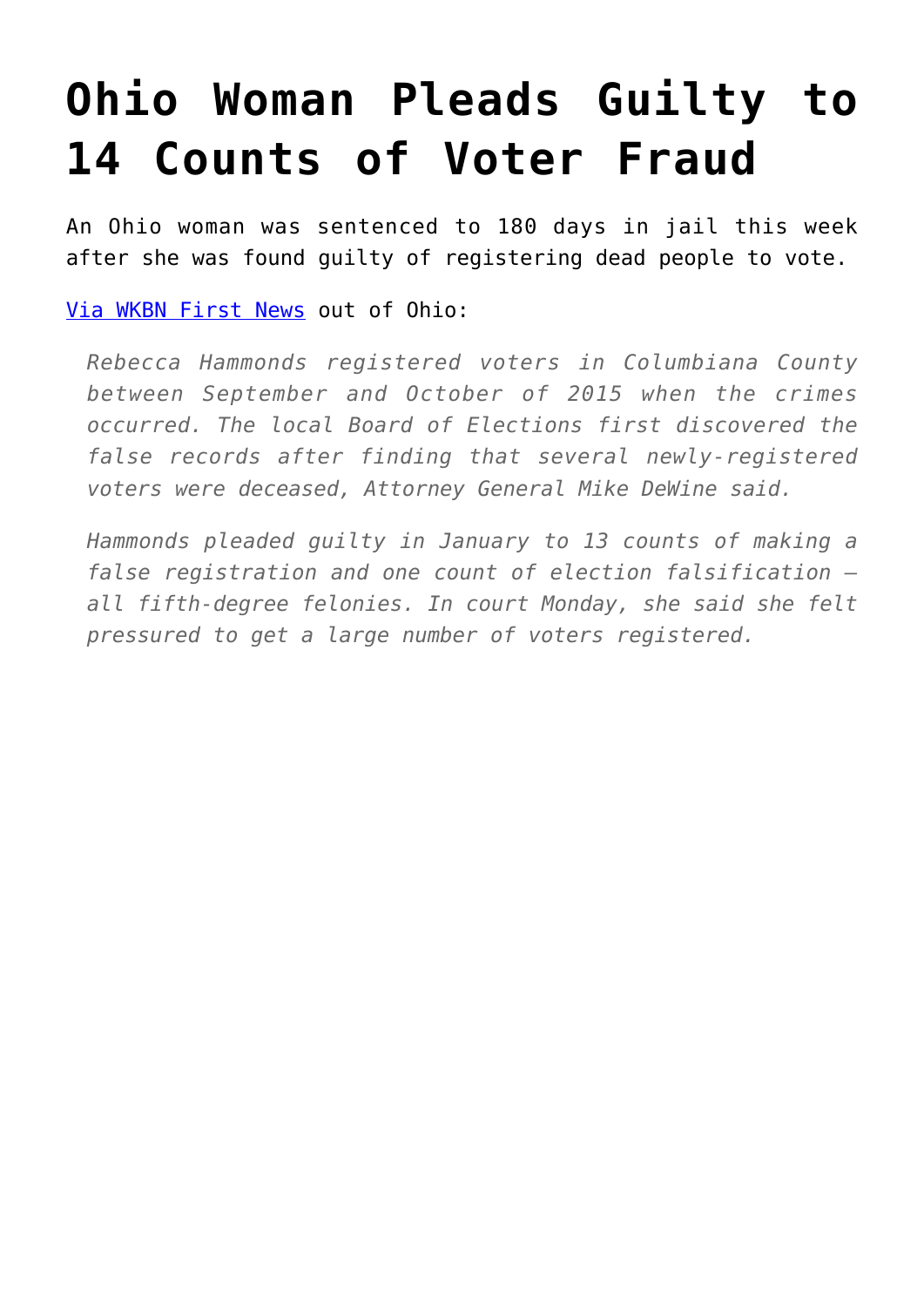# Ohio Woman Pleads Guilty to 14 Counts of Voter Fraud

An Ohio woman was sentenced to 180 days in jail this week after she was found guilty of registering dead people to vote.

[Via WKBN First News](#) out of Ohio:

> *Rebecca Hammonds registered voters in Columbiana County between September and October of 2015 when the crimes occurred. The local Board of Elections first discovered the false records after finding that several newly-registered voters were deceased, Attorney General Mike DeWine said.*
>
> *Hammonds pleaded guilty in January to 13 counts of making a false registration and one count of election falsification – all fifth-degree felonies. In court Monday, she said she felt pressured to get a large number of voters registered.*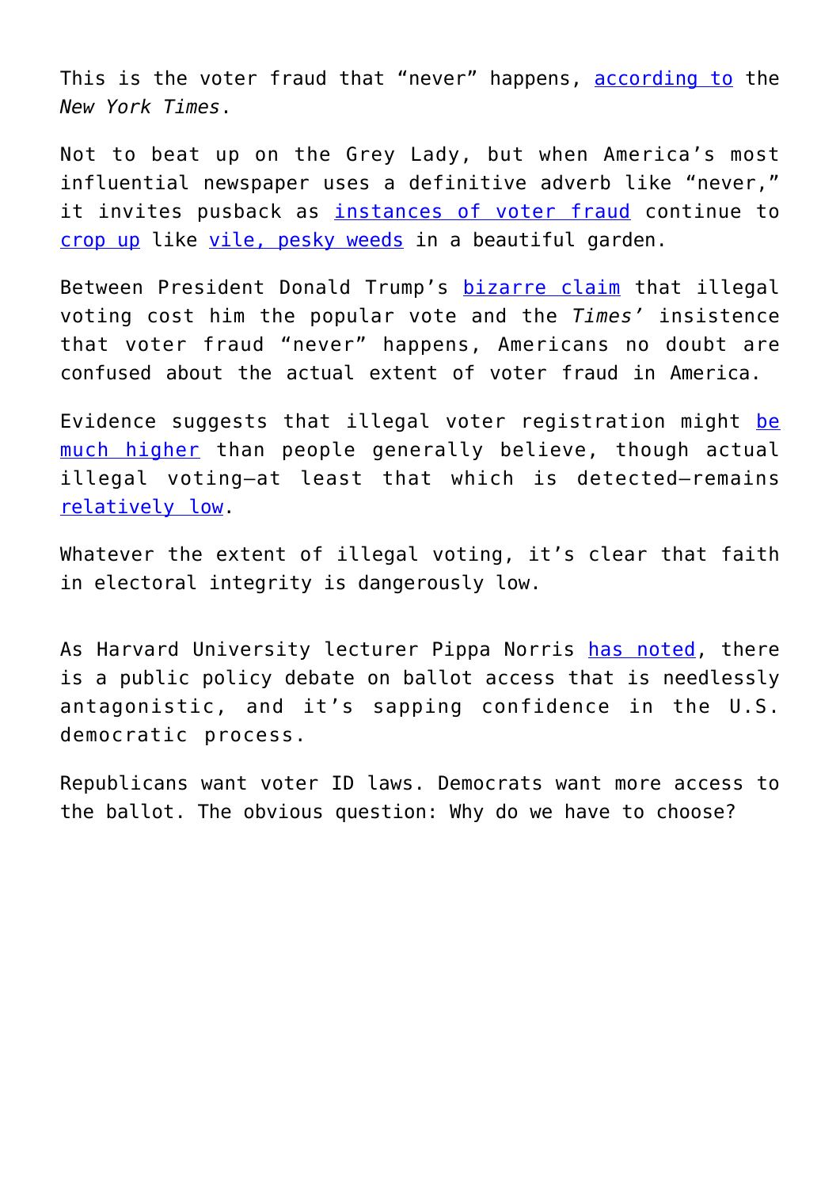This is the voter fraud that “never” happens, according to the *New York Times*.

Not to beat up on the Grey Lady, but when America’s most influential newspaper uses a definitive adverb like “never,” it invites pusback as instances of voter fraud continue to crop up like vile, pesky weeds in a beautiful garden.

Between President Donald Trump’s bizarre claim that illegal voting cost him the popular vote and the *Times’* insistence that voter fraud “never” happens, Americans no doubt are confused about the actual extent of voter fraud in America.

Evidence suggests that illegal voter registration might be much higher than people generally believe, though actual illegal voting—at least that which is detected—remains relatively low.

Whatever the extent of illegal voting, it’s clear that faith in electoral integrity is dangerously low.

As Harvard University lecturer Pippa Norris has noted, there is a public policy debate on ballot access that is needlessly antagonistic, and it’s sapping confidence in the U.S. democratic process.

Republicans want voter ID laws. Democrats want more access to the ballot. The obvious question: Why do we have to choose?